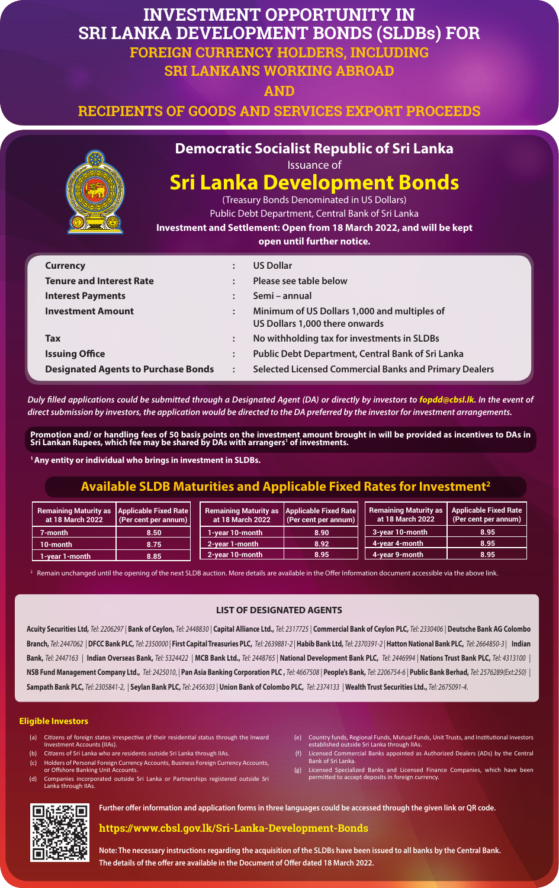# INVESTMENT OPPORTUNITY IN SRI LANKA DEVELOPMENT BONDS (SLDBs) FOR

## FOREIGN CURRENCY HOLDERS, INCLUDING SRI LANKANS WORKING ABROAD AND RECIPIENTS OF GOODS AND SERVICES EXPORT PROCEEDS

**Democratic Socialist Republic of Sri Lanka**

Issuance of

# Sri Lanka Development Bonds

(Treasury Bonds Denominated in US Dollars)

Public Debt Department, Central Bank of Sri Lanka

**Investment and Settlement: Open from 18 March 2022, and will be kept open until further notice.**

| | | |
|---|---|---|
| **Currency** | : | US Dollar |
| **Tenure and Interest Rate** | : | Please see table below |
| **Interest Payments** | : | Semi – annual |
| **Investment Amount** | : | Minimum of US Dollars 1,000 and multiples of US Dollars 1,000 there onwards |
| **Tax** | : | No withholding tax for investments in SLDBs |
| **Issuing Office** | : | Public Debt Department, Central Bank of Sri Lanka |
| **Designated Agents to Purchase Bonds** | : | Selected Licensed Commercial Banks and Primary Dealers |

***Duly filled applications could be submitted through a Designated Agent (DA) or directly by investors to fopdd@cbsl.lk. In the event of direct submission by investors, the application would be directed to the DA preferred by the investor for investment arrangements.***

**Promotion and/ or handling fees of 50 basis points on the investment amount brought in will be provided as incentives to DAs in Sri Lankan Rupees, which fee may be shared by DAs with arrangers[1] of investments.**

**[1] Any entity or individual who brings in investment in SLDBs.**

## Available SLDB Maturities and Applicable Fixed Rates for Investment[2]

| Remaining Maturity as at 18 March 2022 | Applicable Fixed Rate (Per cent per annum) |
|---|---|
| 7-month | 8.50 |
| 10-month | 8.75 |
| 1-year 1-month | 8.85 |
| 1-year 10-month | 8.90 |
| 2-year 1-month | 8.92 |
| 2-year 10-month | 8.95 |
| 3-year 10-month | 8.95 |
| 4-year 4-month | 8.95 |
| 4-year 9-month | 8.95 |

[2] Remain unchanged until the opening of the next SLDB auction. More details are available in the Offer Information document accessible via the above link.

### LIST OF DESIGNATED AGENTS

**Acuity Securities Ltd,** *Tel: 2206297* | **Bank of Ceylon,** *Tel: 2448830* | **Capital Alliance Ltd.,** *Tel: 2317725* | **Commercial Bank of Ceylon PLC,** *Tel: 2330406* | **Deutsche Bank AG Colombo Branch,** *Tel: 2447062* | **DFCC Bank PLC,** *Tel: 2350000* | **First Capital Treasuries PLC,** *Tel: 2639881-2* | **Habib Bank Ltd,** *Tel: 2370391-2* | **Hatton National Bank PLC,** *Tel: 2664850-3* | **Indian Bank,** *Tel: 2447163* | **Indian Overseas Bank,** *Tel: 5324422* | **MCB Bank Ltd.,** *Tel: 2448765* | **National Development Bank PLC,** *Tel: 2446994* | **Nations Trust Bank PLC,** *Tel: 4313100* | **NSB Fund Management Company Ltd.,** *Tel: 2425010,* | **Pan Asia Banking Corporation PLC ,** *Tel: 4667508* | **People's Bank,** *Tel: 2206754-6* | **Public Bank Berhad,** *Tel: 2576289(Ext:250)* | **Sampath Bank PLC,** *Tel: 2305841-2,* | **Seylan Bank PLC,** *Tel: 2456303* | **Union Bank of Colombo PLC,** *Tel: 2374133* | **Wealth Trust Securities Ltd.,** *Tel: 2675091-4.*

### Eligible Investors

(a) Citizens of foreign states irrespective of their residential status through the Inward Investment Accounts (IIAs).

(b) Citizens of Sri Lanka who are residents outside Sri Lanka through IIAs.

(c) Holders of Personal Foreign Currency Accounts, Business Foreign Currency Accounts, or Offshore Banking Unit Accounts.

(d) Companies incorporated outside Sri Lanka or Partnerships registered outside Sri Lanka through IIAs.

(e) Country funds, Regional Funds, Mutual Funds, Unit Trusts, and Institutional investors established outside Sri Lanka through IIAs.

(f) Licensed Commercial Banks appointed as Authorized Dealers (ADs) by the Central Bank of Sri Lanka.

(g) Licensed Specialized Banks and Licensed Finance Companies, which have been permitted to accept deposits in foreign currency.

**Further offer information and application forms in three languages could be accessed through the given link or QR code.**

**https://www.cbsl.gov.lk/Sri-Lanka-Development-Bonds**

**Note: The necessary instructions regarding the acquisition of the SLDBs have been issued to all banks by the Central Bank. The details of the offer are available in the Document of Offer dated 18 March 2022.**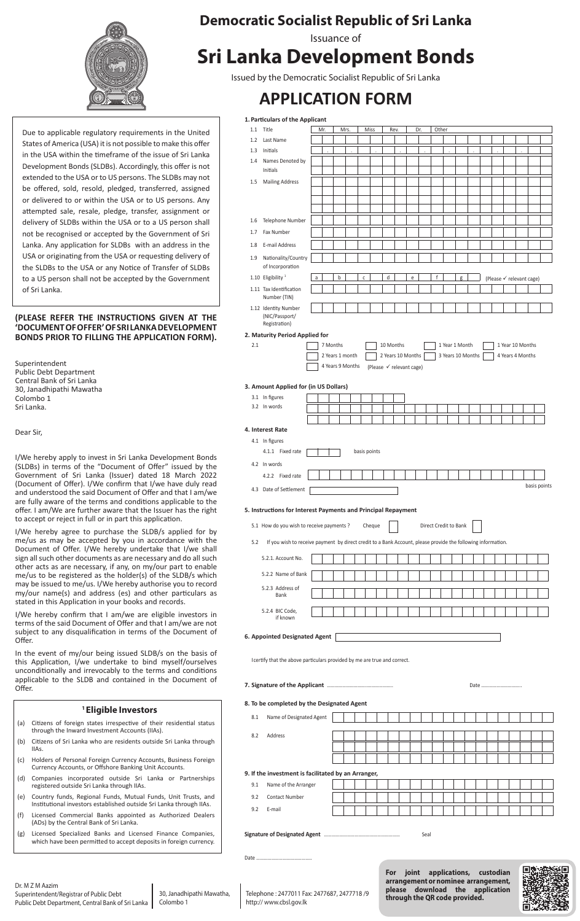# Democratic Socialist Republic of Sri Lanka

Issuance of

# Sri Lanka Development Bonds

Issued by the Democratic Socialist Republic of Sri Lanka

# APPLICATION FORM

Due to applicable regulatory requirements in the United States of America (USA) it is not possible to make this offer in the USA within the timeframe of the issue of Sri Lanka Development Bonds (SLDBs). Accordingly, this offer is not extended to the USA or to US persons. The SLDBs may not be offered, sold, resold, pledged, transferred, assigned or delivered to or within the USA or to US persons. Any attempted sale, resale, pledge, transfer, assignment or delivery of SLDBs within the USA or to a US person shall not be recognised or accepted by the Government of Sri Lanka. Any application for SLDBs with an address in the USA or originating from the USA or requesting delivery of the SLDBs to the USA or any Notice of Transfer of SLDBs to a US person shall not be accepted by the Government of Sri Lanka.

**(PLEASE REFER THE INSTRUCTIONS GIVEN AT THE 'DOCUMENT OF OFFER' OF SRI LANKA DEVELOPMENT BONDS PRIOR TO FILLING THE APPLICATION FORM).**

Superintendent
Public Debt Department
Central Bank of Sri Lanka
30, Janadhipathi Mawatha
Colombo 1
Sri Lanka.

Dear Sir,

I/We hereby apply to invest in Sri Lanka Development Bonds (SLDBs) in terms of the "Document of Offer" issued by the Government of Sri Lanka (Issuer) dated 18 March 2022 (Document of Offer). I/We confirm that I/we have duly read and understood the said Document of Offer and that I am/we are fully aware of the terms and conditions applicable to the offer. I am/We are further aware that the Issuer has the right to accept or reject in full or in part this application.

I/We hereby agree to purchase the SLDB/s applied for by me/us as may be accepted by you in accordance with the Document of Offer. I/We hereby undertake that I/we shall sign all such other documents as are necessary and do all such other acts as are necessary, if any, on my/our part to enable me/us to be registered as the holder(s) of the SLDB/s which may be issued to me/us. I/We hereby authorise you to record my/our name(s) and address (es) and other particulars as stated in this Application in your books and records.

I/We hereby confirm that I am/we are eligible investors in terms of the said Document of Offer and that I am/we are not subject to any disqualification in terms of the Document of Offer.

In the event of my/our being issued SLDB/s on the basis of this Application, I/we undertake to bind myself/ourselves unconditionally and irrevocably to the terms and conditions applicable to the SLDB and contained in the Document of Offer.

### [1] Eligible Investors

- (a) Citizens of foreign states irrespective of their residential status through the Inward Investment Accounts (IIAs).
- (b) Citizens of Sri Lanka who are residents outside Sri Lanka through IIAs.
- (c) Holders of Personal Foreign Currency Accounts, Business Foreign Currency Accounts, or Offshore Banking Unit Accounts.
- (d) Companies incorporated outside Sri Lanka or Partnerships registered outside Sri Lanka through IIAs.
- (e) Country funds, Regional Funds, Mutual Funds, Unit Trusts, and Institutional investors established outside Sri Lanka through IIAs.
- (f) Licensed Commercial Banks appointed as Authorized Dealers (ADs) by the Central Bank of Sri Lanka.
- (g) Licensed Specialized Banks and Licensed Finance Companies, which have been permitted to accept deposits in foreign currency.

**1. Particulars of the Applicant**

1.1 Title: Mr. | Mrs. | Miss | Rev. | Dr. | Other

1.2 Last Name

1.3 Initials

1.4 Names Denoted by Initials

1.5 Mailing Address

1.6 Telephone Number

1.7 Fax Number

1.8 E-mail Address

1.9 Nationality/Country of Incorporation

1.10 Eligibility [1]: a | b | c | d | e | f | g (Please ✓ relevant cage)

1.11 Tax Identification Number (TIN)

1.12 Identity Number (NIC/Passport/ Registration)

**2. Maturity Period Applied for**

2.1 ☐ 7 Months ☐ 10 Months ☐ 1 Year 1 Month ☐ 1 Year 10 Months
☐ 2 Years 1 month ☐ 2 Years 10 Months ☐ 3 Years 10 Months ☐ 4 Years 4 Months
☐ 4 Years 9 Months (Please ✓ relevant cage)

**3. Amount Applied for (in US Dollars)**

3.1 In figures

3.2 In words

**4. Interest Rate**

4.1 In figures

4.1.1 Fixed rate ______ basis points

4.2 In words

4.2.2 Fixed rate ______ basis points

4.3 Date of Settlement

**5. Instructions for Interest Payments and Principal Repayment**

5.1 How do you wish to receive payments? Cheque ☐ Direct Credit to Bank ☐

5.2 If you wish to receive payment by direct credit to a Bank Account, please provide the following information.

5.2.1. Account No.

5.2.2 Name of Bank

5.2.3 Address of Bank

5.2.4 BIC Code, if known

**6. Appointed Designated Agent**

I certify that the above particulars provided by me are true and correct.

**7. Signature of the Applicant** .................................................. Date ..............................

**8. To be completed by the Designated Agent**

8.1 Name of Designated Agent

8.2 Address

**9. If the investment is facilitated by an Arranger,**

9.1 Name of the Arranger

9.2 Contact Number

9.2 E-mail

**Signature of Designated Agent** ........................................................ Seal

Date ..........................................

**For joint applications, custodian arrangement or nominee arrangement, please download the application through the QR code provided.**

Dr. M Z M Aazim
Superintendent/Registrar of Public Debt
Public Debt Department, Central Bank of Sri Lanka

30, Janadhipathi Mawatha, Colombo 1

Telephone : 2477011 Fax: 2477687, 2477718 /9
http:// www.cbsl.gov.lk